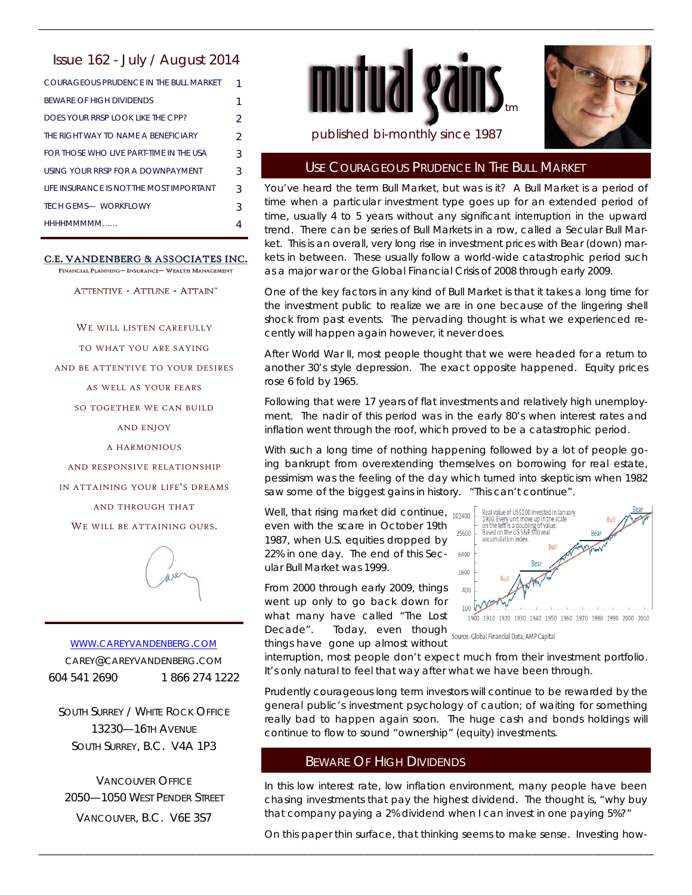# mutual gains™

published bi-monthly since 1987

## Issue 162 - July / August 2014

| | |
|---|---|
| COURAGEOUS PRUDENCE IN THE BULL MARKET | 1 |
| BEWARE OF HIGH DIVIDENDS | 1 |
| DOES YOUR RRSP LOOK LIKE THE CPP? | 2 |
| THE RIGHT WAY TO NAME A BENEFICIARY | 2 |
| FOR THOSE WHO LIVE PART-TIME IN THE USA | 3 |
| USING YOUR RRSP FOR A DOWNPAYMENT | 3 |
| LIFE INSURANCE IS NOT THE MOST IMPORTANT | 3 |
| TECH GEMS— WORKFLOWY | 3 |
| HHHHMMMMM…… | 4 |

**C.E. VANDENBERG & ASSOCIATES INC.**
FINANCIAL PLANNING— INSURANCE— WEALTH MANAGEMENT

ATTENTIVE - ATTUNE - ATTAIN™

WE WILL LISTEN CAREFULLY
TO WHAT YOU ARE SAYING
AND BE ATTENTIVE TO YOUR DESIRES
AS WELL AS YOUR FEARS
SO TOGETHER WE CAN BUILD
AND ENJOY
A HARMONIOUS
AND RESPONSIVE RELATIONSHIP
IN ATTAINING YOUR LIFE'S DREAMS
AND THROUGH THAT
WE WILL BE ATTAINING OURS.

WWW.CAREYVANDENBERG.COM
CAREY@CAREYVANDENBERG.COM
604 541 2690 1 866 274 1222

SOUTH SURREY / WHITE ROCK OFFICE
13230—16TH AVENUE
SOUTH SURREY, B.C. V4A 1P3

VANCOUVER OFFICE
2050—1050 WEST PENDER STREET
VANCOUVER, B.C. V6E 3S7

## USE COURAGEOUS PRUDENCE IN THE BULL MARKET

You've heard the term Bull Market, but was is it? A Bull Market is a period of time when a particular investment type goes up for an extended period of time, usually 4 to 5 years without any significant interruption in the upward trend. There can be series of Bull Markets in a row, called a Secular Bull Market. This is an overall, very long rise in investment prices with Bear (down) markets in between. These usually follow a world-wide catastrophic period such as a major war or the Global Financial Crisis of 2008 through early 2009.

One of the key factors in any kind of Bull Market is that it takes a long time for the investment public to realize we are in one because of the lingering shell shock from past events. The pervading thought is what we experienced recently will happen again however, it never does.

After World War II, most people thought that we were headed for a return to another 30's style depression. The exact opposite happened. Equity prices rose 6 fold by 1965.

Following that were 17 years of flat investments and relatively high unemployment. The nadir of this period was in the early 80's when interest rates and inflation went through the roof, which proved to be a catastrophic period.

With such a long time of nothing happening followed by a lot of people going bankrupt from overextending themselves on borrowing for real estate, pessimism was the feeling of the day which turned into skepticism when 1982 saw some of the biggest gains in history. "This can't continue".

Well, that rising market did continue, even with the scare in October 19th 1987, when U.S. equities dropped by 22% in one day. The end of this Secular Bull Market was 1999.

From 2000 through early 2009, things went up only to go back down for what many have called "The Lost Decade". Today, even though things have gone up almost without interruption, most people don't expect much from their investment portfolio. It's only natural to feel that way after what we have been through.

Source: Global Financial Data, AMP Capital

Prudently courageous long term investors will continue to be rewarded by the general public's investment psychology of caution; of waiting for something really bad to happen again soon. The huge cash and bonds holdings will continue to flow to sound "ownership" (equity) investments.

## BEWARE OF HIGH DIVIDENDS

In this low interest rate, low inflation environment, many people have been chasing investments that pay the highest dividend. The thought is, "why buy that company paying a 2% dividend when I can invest in one paying 5%?"

On this paper thin surface, that thinking seems to make sense. Investing how-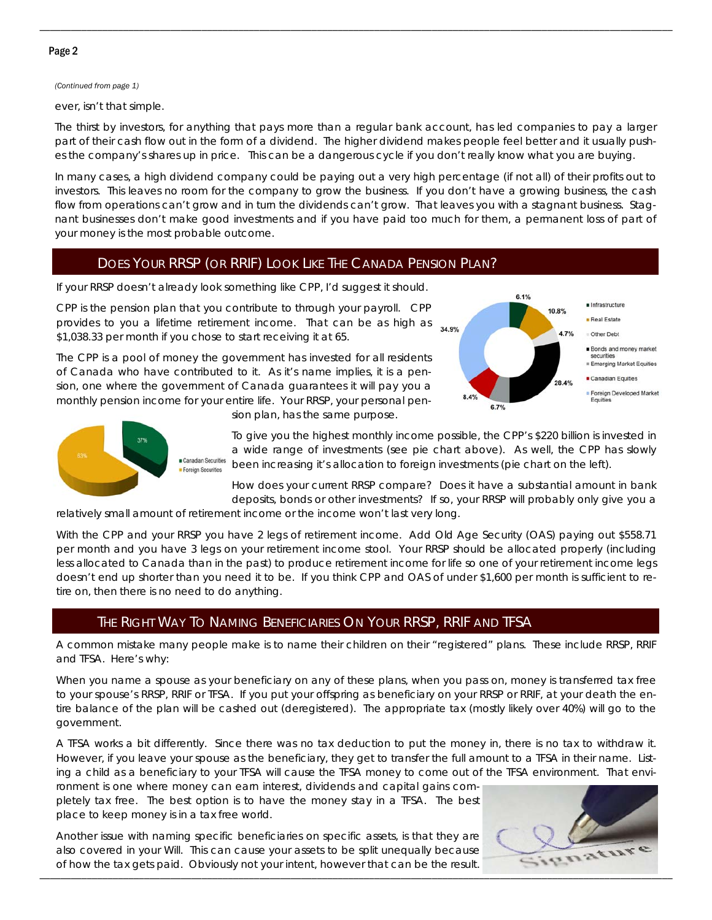*(Continued from page 1)*

ever, isn't that simple.

The thirst by investors, for anything that pays more than a regular bank account, has led companies to pay a larger part of their cash flow out in the form of a dividend. The higher dividend makes people feel better and it usually pushes the company's shares up in price. This can be a dangerous cycle if you don't really know what you are buying.

In many cases, a high dividend company could be paying out a very high percentage (if not all) of their profits out to investors. This leaves no room for the company to grow the business. If you don't have a growing business, the cash flow from operations can't grow and in turn the dividends can't grow. That leaves you with a stagnant business. Stagnant businesses don't make good investments and if you have paid too much for them, a permanent loss of part of your money is the most probable outcome.

## Does Your RRSP (or RRIF) Look Like The Canada Pension Plan?

If your RRSP doesn't already look something like CPP, I'd suggest it should.

CPP is the pension plan that you contribute to through your payroll. CPP provides to you a lifetime retirement income. That can be as high as $1,038.33 per month if you chose to start receiving it at 65.

The CPP is a pool of money the government has invested for all residents of Canada who have contributed to it. As it's name implies, it is a pension, one where the government of Canada guarantees it will pay you a monthly pension income for your entire life. Your RRSP, your personal pension plan, has the same purpose.

To give you the highest monthly income possible, the CPP's $220 billion is invested in a wide range of investments (see pie chart above). As well, the CPP has slowly been increasing it's allocation to foreign investments (pie chart on the left).

How does your current RRSP compare? Does it have a substantial amount in bank deposits, bonds or other investments? If so, your RRSP will probably only give you a relatively small amount of retirement income or the income won't last very long.

With the CPP and your RRSP you have 2 legs of retirement income. Add Old Age Security (OAS) paying out $558.71 per month and you have 3 legs on your retirement income stool. Your RRSP should be allocated properly (including less allocated to Canada than in the past) to produce retirement income for life so one of your retirement income legs doesn't end up shorter than you need it to be. If you think CPP and OAS of under $1,600 per month is sufficient to retire on, then there is no need to do anything.

## The Right Way To Naming Beneficiaries On Your RRSP, RRIF and TFSA

A common mistake many people make is to name their children on their "registered" plans. These include RRSP, RRIF and TFSA. Here's why:

When you name a spouse as your beneficiary on any of these plans, when you pass on, money is transferred tax free to your spouse's RRSP, RRIF or TFSA. If you put your offspring as beneficiary on your RRSP or RRIF, at your death the entire balance of the plan will be cashed out (deregistered). The appropriate tax (mostly likely over 40%) will go to the government.

A TFSA works a bit differently. Since there was no tax deduction to put the money in, there is no tax to withdraw it. However, if you leave your spouse as the beneficiary, they get to transfer the full amount to a TFSA in their name. Listing a child as a beneficiary to your TFSA will cause the TFSA money to come out of the TFSA environment. That environment is one where money can earn interest, dividends and capital gains completely tax free. The best option is to have the money stay in a TFSA. The best place to keep money is in a tax free world.

Another issue with naming specific beneficiaries on specific assets, is that they are also covered in your Will. This can cause your assets to be split unequally because of how the tax gets paid. Obviously not your intent, however that can be the result.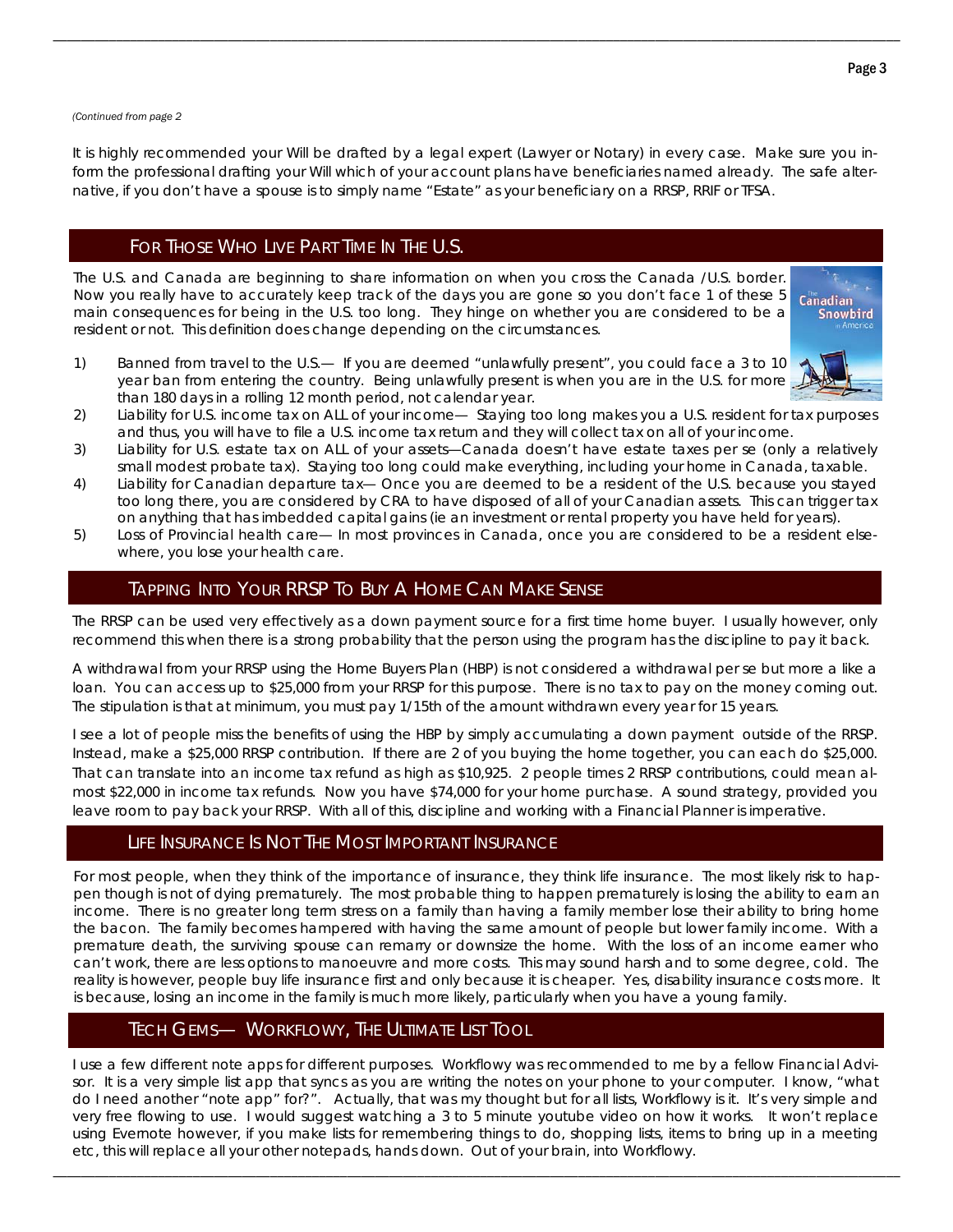*(Continued from page 2*

It is highly recommended your Will be drafted by a legal expert (Lawyer or Notary) in every case. Make sure you inform the professional drafting your Will which of your account plans have beneficiaries named already. The safe alternative, if you don't have a spouse is to simply name "Estate" as your beneficiary on a RRSP, RRIF or TFSA.

## For Those Who Live Part Time In The U.S.

The U.S. and Canada are beginning to share information on when you cross the Canada /U.S. border. Now you really have to accurately keep track of the days you are gone so you don't face 1 of these 5 main consequences for being in the U.S. too long. They hinge on whether you are considered to be a resident or not. This definition does change depending on the circumstances.

1) Banned from travel to the U.S.— If you are deemed "unlawfully present", you could face a 3 to 10 year ban from entering the country. Being unlawfully present is when you are in the U.S. for more than 180 days in a rolling 12 month period, not calendar year.
2) Liability for U.S. income tax on ALL of your income— Staying too long makes you a U.S. resident for tax purposes and thus, you will have to file a U.S. income tax return and they will collect tax on all of your income.
3) Liability for U.S. estate tax on ALL of your assets—Canada doesn't have estate taxes per se (only a relatively small modest probate tax). Staying too long could make everything, including your home in Canada, taxable.
4) Liability for Canadian departure tax— Once you are deemed to be a resident of the U.S. because you stayed too long there, you are considered by CRA to have disposed of all of your Canadian assets. This can trigger tax on anything that has imbedded capital gains (ie an investment or rental property you have held for years).
5) Loss of Provincial health care— In most provinces in Canada, once you are considered to be a resident elsewhere, you lose your health care.

## Tapping Into Your RRSP To Buy A Home Can Make Sense

The RRSP can be used very effectively as a down payment source for a first time home buyer. I usually however, only recommend this when there is a strong probability that the person using the program has the discipline to pay it back.

A withdrawal from your RRSP using the Home Buyers Plan (HBP) is not considered a withdrawal per se but more a like a loan. You can access up to $25,000 from your RRSP for this purpose. There is no tax to pay on the money coming out. The stipulation is that at minimum, you must pay 1/15th of the amount withdrawn every year for 15 years.

I see a lot of people miss the benefits of using the HBP by simply accumulating a down payment outside of the RRSP. Instead, make a $25,000 RRSP contribution. If there are 2 of you buying the home together, you can each do $25,000. That can translate into an income tax refund as high as $10,925. 2 people times 2 RRSP contributions, could mean almost $22,000 in income tax refunds. Now you have $74,000 for your home purchase. A sound strategy, provided you leave room to pay back your RRSP. With all of this, discipline and working with a Financial Planner is imperative.

## Life Insurance Is Not The Most Important Insurance

For most people, when they think of the importance of insurance, they think life insurance. The most likely risk to happen though is not of dying prematurely. The most probable thing to happen prematurely is losing the ability to earn an income. There is no greater long term stress on a family than having a family member lose their ability to bring home the bacon. The family becomes hampered with having the same amount of people but lower family income. With a premature death, the surviving spouse can remarry or downsize the home. With the loss of an income earner who can't work, there are less options to manoeuvre and more costs. This may sound harsh and to some degree, cold. The reality is however, people buy life insurance first and only because it is cheaper. Yes, disability insurance costs more. It is because, losing an income in the family is much more likely, particularly when you have a young family.

## Tech Gems— Workflowy, The Ultimate List Tool

I use a few different note apps for different purposes. Workflowy was recommended to me by a fellow Financial Advisor. It is a very simple list app that syncs as you are writing the notes on your phone to your computer. I know, "what do I need another "note app" for?". Actually, that was my thought but for all lists, Workflowy is it. It's very simple and very free flowing to use. I would suggest watching a 3 to 5 minute youtube video on how it works. It won't replace using Evernote however, if you make lists for remembering things to do, shopping lists, items to bring up in a meeting etc, this will replace all your other notepads, hands down. Out of your brain, into Workflowy.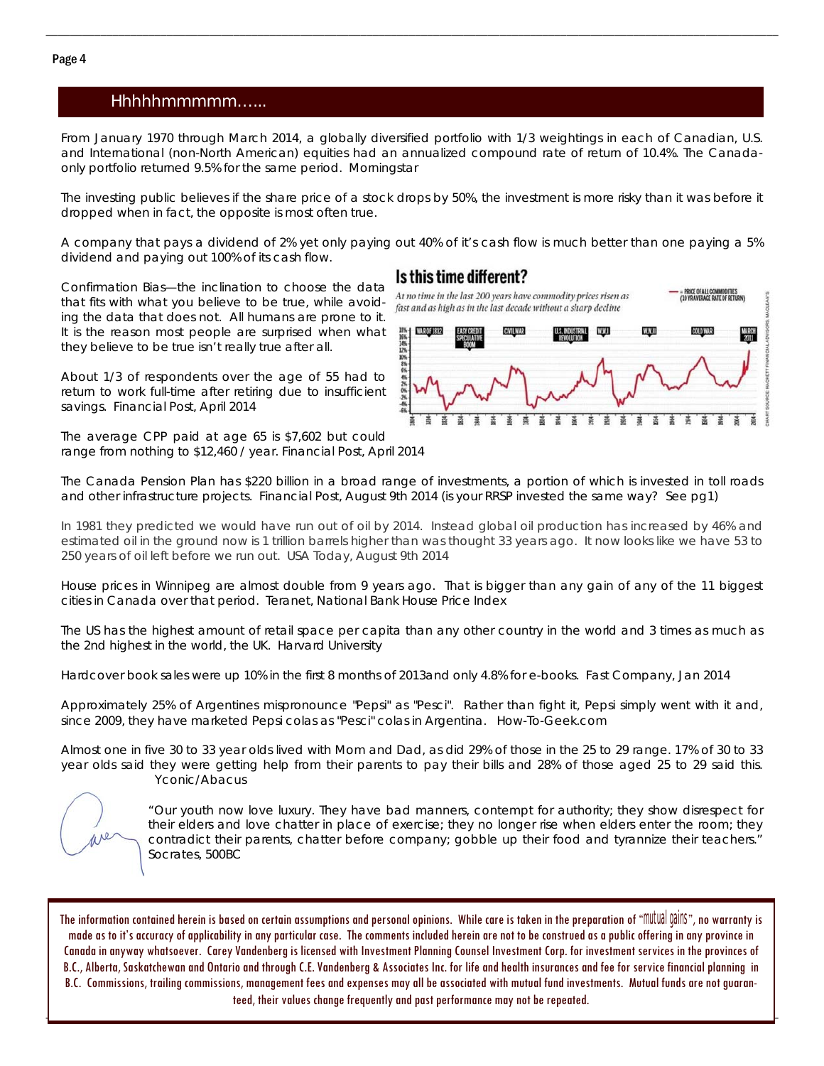## Hhhhhmmmmm......

From January 1970 through March 2014, a globally diversified portfolio with 1/3 weightings in each of Canadian, U.S. and International (non-North American) equities had an annualized compound rate of return of 10.4%. The Canada-only portfolio returned 9.5% for the same period. Morningstar

The investing public believes if the share price of a stock drops by 50%, the investment is more risky than it was before it dropped when in fact, the opposite is most often true.

A company that pays a dividend of 2% yet only paying out 40% of it's cash flow is much better than one paying a 5% dividend and paying out 100% of its cash flow.

Confirmation Bias—the inclination to choose the data that fits with what you believe to be true, while avoiding the data that does not. All humans are prone to it. It is the reason most people are surprised when what they believe to be true isn't really true after all.

About 1/3 of respondents over the age of 55 had to return to work full-time after retiring due to insufficient savings. Financial Post, April 2014

**Is this time different?**

*At no time in the last 200 years have commodity prices risen as fast and as high as in the last decade without a sharp decline*

— = PRICE OF ALL COMMODITIES (10 YR AVERAGE RATE OF RETURN)

WAR OF 1812
EASY CREDIT SPECULATIVE BOOM
CIVIL WAR
U.S. INDUSTRIAL REVOLUTION
W.W.I
W.W.II
COLD WAR
MARCH 2011

CHART SOURCE: HACKETT FINANCIAL ADVISORS; MACLEAN'S

The average CPP paid at age 65 is $7,602 but could range from nothing to $12,460 / year. Financial Post, April 2014

The Canada Pension Plan has $220 billion in a broad range of investments, a portion of which is invested in toll roads and other infrastructure projects. Financial Post, August 9th 2014 (is your RRSP invested the same way? See pg1)

In 1981 they predicted we would have run out of oil by 2014. Instead global oil production has increased by 46% and estimated oil in the ground now is 1 trillion barrels higher than was thought 33 years ago. It now looks like we have 53 to 250 years of oil left before we run out. USA Today, August 9th 2014

House prices in Winnipeg are almost double from 9 years ago. That is bigger than any gain of any of the 11 biggest cities in Canada over that period. Teranet, National Bank House Price Index

The US has the highest amount of retail space per capita than any other country in the world and 3 times as much as the 2nd highest in the world, the UK. Harvard University

Hardcover book sales were up 10% in the first 8 months of 2013and only 4.8% for e-books. Fast Company, Jan 2014

Approximately 25% of Argentines mispronounce "Pepsi" as "Pesci". Rather than fight it, Pepsi simply went with it and, since 2009, they have marketed Pepsi colas as "Pesci" colas in Argentina. How-To-Geek.com

Almost one in five 30 to 33 year olds lived with Mom and Dad, as did 29% of those in the 25 to 29 range. 17% of 30 to 33 year olds said they were getting help from their parents to pay their bills and 28% of those aged 25 to 29 said this. Yconic/Abacus

"Our youth now love luxury. They have bad manners, contempt for authority; they show disrespect for their elders and love chatter in place of exercise; they no longer rise when elders enter the room; they contradict their parents, chatter before company; gobble up their food and tyrannize their teachers." Socrates, 500BC

The information contained herein is based on certain assumptions and personal opinions. While care is taken in the preparation of "mutual gains", no warranty is made as to it's accuracy of applicability in any particular case. The comments included herein are not to be construed as a public offering in any province in Canada in anyway whatsoever. Carey Vandenberg is licensed with Investment Planning Counsel Investment Corp. for investment services in the provinces of B.C., Alberta, Saskatchewan and Ontario and through C.E. Vandenberg & Associates Inc. for life and health insurances and fee for service financial planning in B.C. Commissions, trailing commissions, management fees and expenses may all be associated with mutual fund investments. Mutual funds are not guaranteed, their values change frequently and past performance may not be repeated.